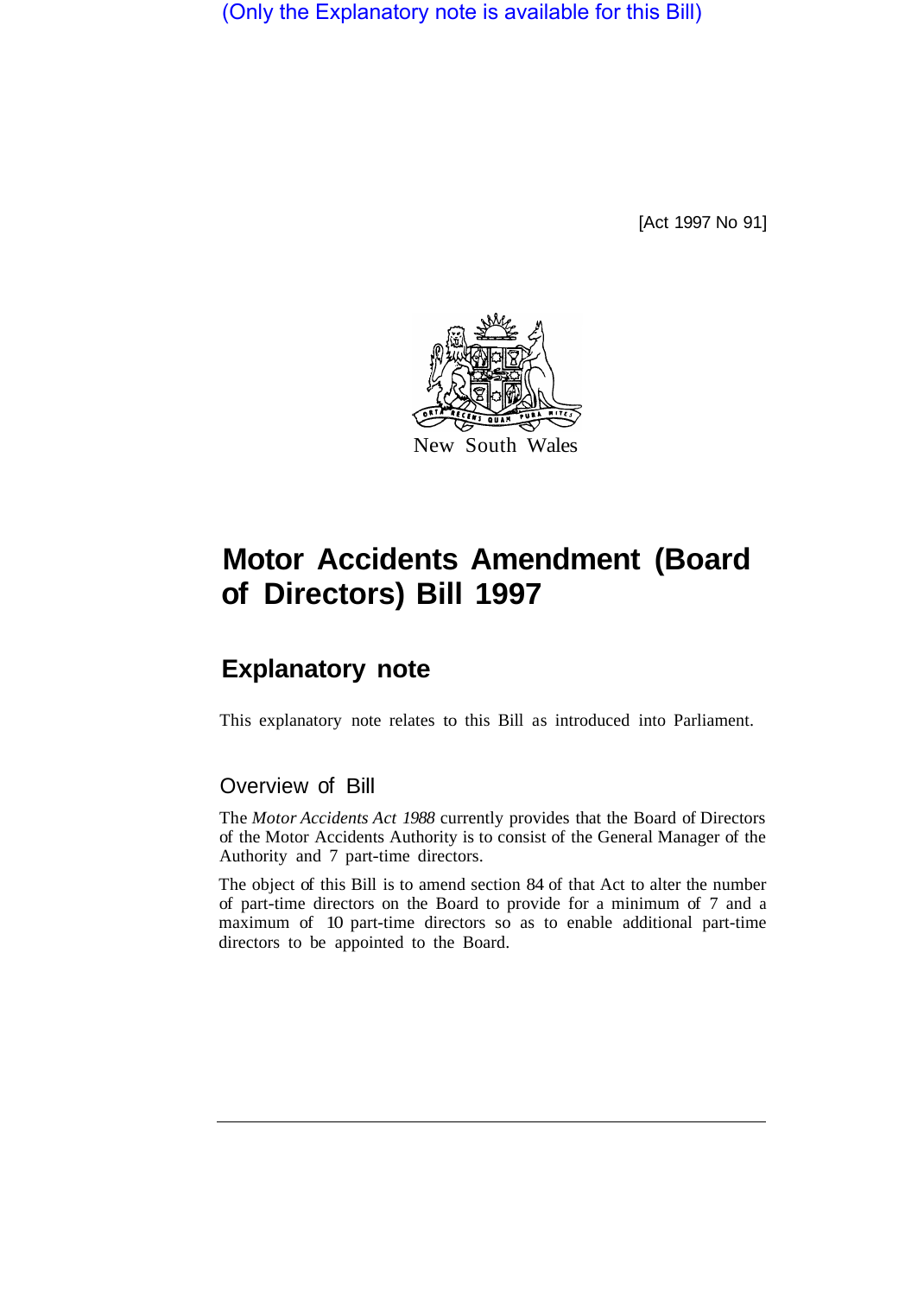(Only the Explanatory note is available for this Bill)

[Act 1997 No 91]

New South Wales

# Motor Accidents Amendment (Board of Directors) Bill 1997

## Explanatory note

This explanatory note relates to this Bill as introduced into Parliament.

### Overview of Bill

The *Motor Accidents Act 1988* currently provides that the Board of Directors of the Motor Accidents Authority is to consist of the General Manager of the Authority and 7 part-time directors.

The object of this Bill is to amend section 84 of that Act to alter the number of part-time directors on the Board to provide for a minimum of 7 and a maximum of 10 part-time directors so as to enable additional part-time directors to be appointed to the Board.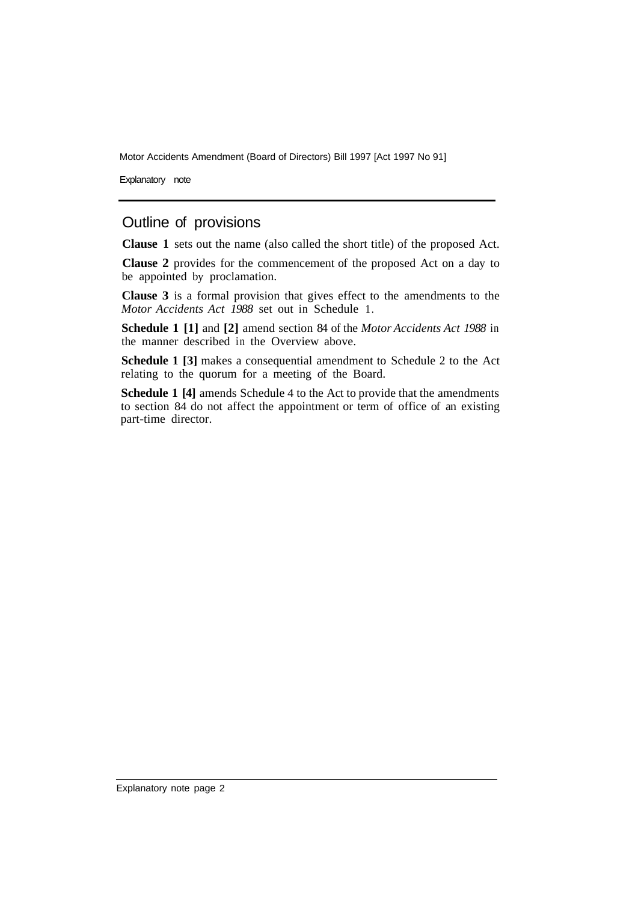## Outline of provisions

**Clause 1** sets out the name (also called the short title) of the proposed Act.

**Clause 2** provides for the commencement of the proposed Act on a day to be appointed by proclamation.

**Clause 3** is a formal provision that gives effect to the amendments to the *Motor Accidents Act 1988* set out in Schedule 1.

**Schedule 1 [1]** and **[2]** amend section 84 of the *Motor Accidents Act 1988* in the manner described in the Overview above.

**Schedule 1 [3]** makes a consequential amendment to Schedule 2 to the Act relating to the quorum for a meeting of the Board.

**Schedule 1 [4]** amends Schedule 4 to the Act to provide that the amendments to section 84 do not affect the appointment or term of office of an existing part-time director.